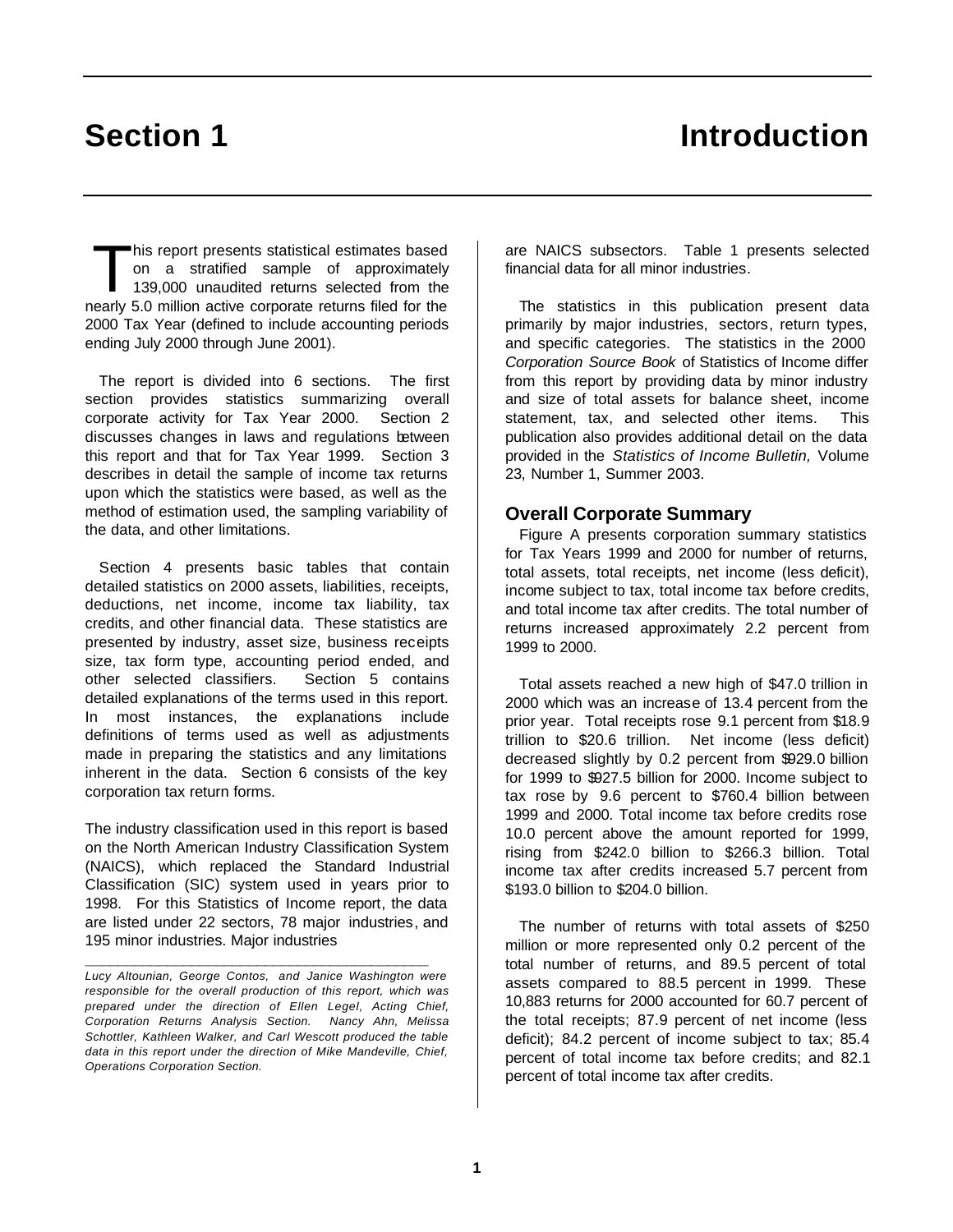# Section 1 Introduction

This report presents statistical estimates based on a stratified sample of approximately 139,000 unaudited returns selected from the nearly 5.0 million active corporate returns filed for the 2000 Tax Year (defined to include accounting periods ending July 2000 through June 2001).

The report is divided into 6 sections. The first section provides statistics summarizing overall corporate activity for Tax Year 2000. Section 2 discusses changes in laws and regulations between this report and that for Tax Year 1999. Section 3 describes in detail the sample of income tax returns upon which the statistics were based, as well as the method of estimation used, the sampling variability of the data, and other limitations.

Section 4 presents basic tables that contain detailed statistics on 2000 assets, liabilities, receipts, deductions, net income, income tax liability, tax credits, and other financial data. These statistics are presented by industry, asset size, business receipts size, tax form type, accounting period ended, and other selected classifiers. Section 5 contains detailed explanations of the terms used in this report. In most instances, the explanations include definitions of terms used as well as adjustments made in preparing the statistics and any limitations inherent in the data. Section 6 consists of the key corporation tax return forms.

The industry classification used in this report is based on the North American Industry Classification System (NAICS), which replaced the Standard Industrial Classification (SIC) system used in years prior to 1998. For this Statistics of Income report, the data are listed under 22 sectors, 78 major industries, and 195 minor industries. Major industries are NAICS subsectors. Table 1 presents selected financial data for all minor industries.

The statistics in this publication present data primarily by major industries, sectors, return types, and specific categories. The statistics in the 2000 *Corporation Source Book* of Statistics of Income differ from this report by providing data by minor industry and size of total assets for balance sheet, income statement, tax, and selected other items. This publication also provides additional detail on the data provided in the *Statistics of Income Bulletin,* Volume 23, Number 1, Summer 2003.

## Overall Corporate Summary

Figure A presents corporation summary statistics for Tax Years 1999 and 2000 for number of returns, total assets, total receipts, net income (less deficit), income subject to tax, total income tax before credits, and total income tax after credits. The total number of returns increased approximately 2.2 percent from 1999 to 2000.

Total assets reached a new high of $47.0 trillion in 2000 which was an increase of 13.4 percent from the prior year. Total receipts rose 9.1 percent from $18.9 trillion to $20.6 trillion. Net income (less deficit) decreased slightly by 0.2 percent from $929.0 billion for 1999 to $927.5 billion for 2000. Income subject to tax rose by 9.6 percent to $760.4 billion between 1999 and 2000. Total income tax before credits rose 10.0 percent above the amount reported for 1999, rising from $242.0 billion to $266.3 billion. Total income tax after credits increased 5.7 percent from $193.0 billion to $204.0 billion.

The number of returns with total assets of $250 million or more represented only 0.2 percent of the total number of returns, and 89.5 percent of total assets compared to 88.5 percent in 1999. These 10,883 returns for 2000 accounted for 60.7 percent of the total receipts; 87.9 percent of net income (less deficit); 84.2 percent of income subject to tax; 85.4 percent of total income tax before credits; and 82.1 percent of total income tax after credits.

---

*Lucy Altounian, George Contos, and Janice Washington were responsible for the overall production of this report, which was prepared under the direction of Ellen Legel, Acting Chief, Corporation Returns Analysis Section. Nancy Ahn, Melissa Schottler, Kathleen Walker, and Carl Wescott produced the table data in this report under the direction of Mike Mandeville, Chief, Operations Corporation Section.*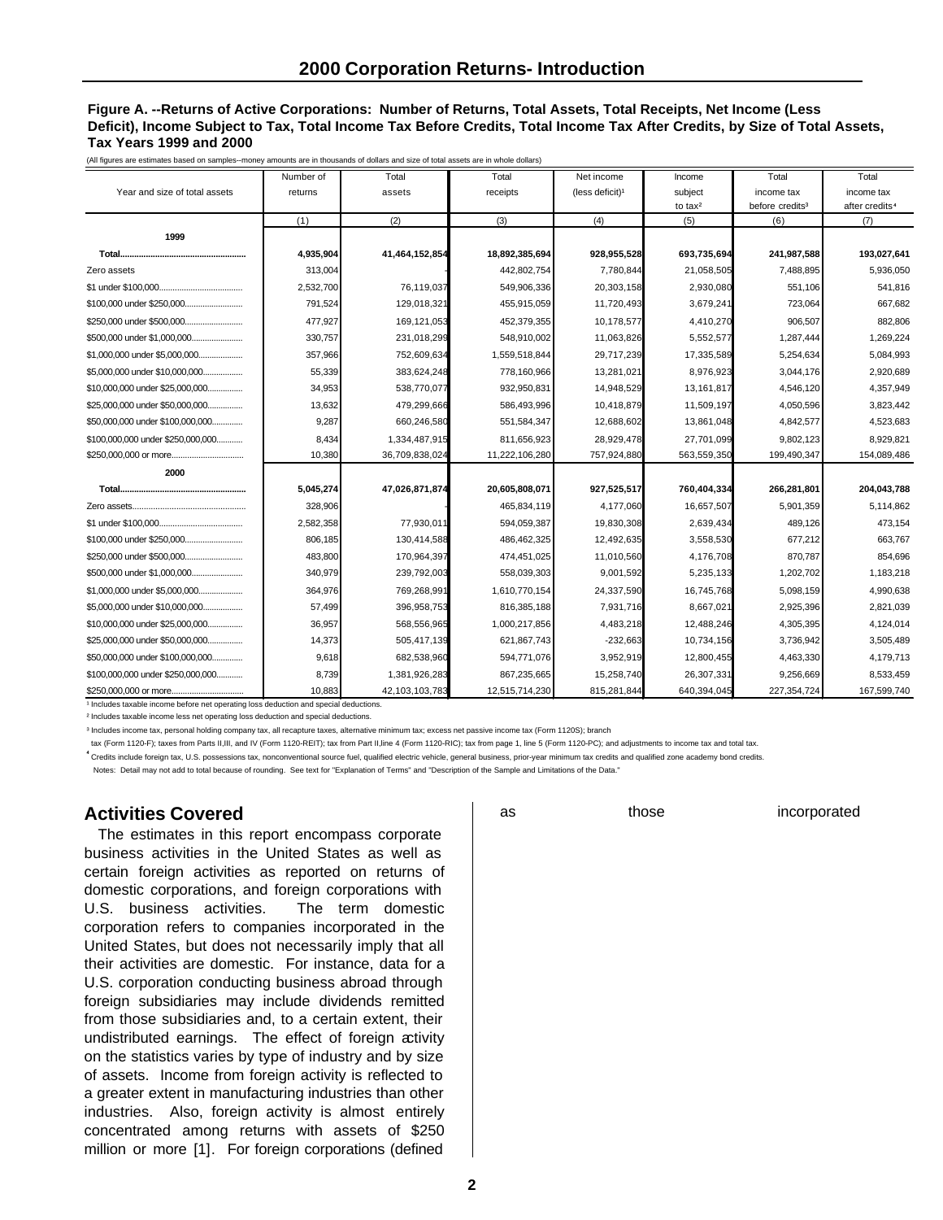## Figure A. --Returns of Active Corporations: Number of Returns, Total Assets, Total Receipts, Net Income (Less Deficit), Income Subject to Tax, Total Income Tax Before Credits, Total Income Tax After Credits, by Size of Total Assets, Tax Years 1999 and 2000

(All figures are estimates based on samples--money amounts are in thousands of dollars and size of total assets are in whole dollars)

| Year and size of total assets | Number of returns | Total assets | Total receipts | Net income (less deficit)[1] | Income subject to tax[2] | Total income tax before credits[3] | Total income tax after credits[4] |
|---|---|---|---|---|---|---|---|
| | (1) | (2) | (3) | (4) | (5) | (6) | (7) |
| **1999** | | | | | | | |
| **Total** | **4,935,904** | **41,464,152,854** | **18,892,385,694** | **928,955,528** | **693,735,694** | **241,987,588** | **193,027,641** |
| Zero assets | 313,004 | - | 442,802,754 | 7,780,844 | 21,058,505 | 7,488,895 | 5,936,050 |
| $1 under $100,000 | 2,532,700 | 76,119,037 | 549,906,336 | 20,303,158 | 2,930,080 | 551,106 | 541,816 |
| $100,000 under $250,000 | 791,524 | 129,018,321 | 455,915,059 | 11,720,493 | 3,679,241 | 723,064 | 667,682 |
| $250,000 under $500,000 | 477,927 | 169,121,053 | 452,379,355 | 10,178,577 | 4,410,270 | 906,507 | 882,806 |
| $500,000 under $1,000,000 | 330,757 | 231,018,299 | 548,910,002 | 11,063,826 | 5,552,577 | 1,287,444 | 1,269,224 |
| $1,000,000 under $5,000,000 | 357,966 | 752,609,634 | 1,559,518,844 | 29,717,239 | 17,335,589 | 5,254,634 | 5,084,993 |
| $5,000,000 under $10,000,000 | 55,339 | 383,624,248 | 778,160,966 | 13,281,021 | 8,976,923 | 3,044,176 | 2,920,689 |
| $10,000,000 under $25,000,000 | 34,953 | 538,770,077 | 932,950,831 | 14,948,529 | 13,161,817 | 4,546,120 | 4,357,949 |
| $25,000,000 under $50,000,000 | 13,632 | 479,299,666 | 586,493,996 | 10,418,879 | 11,509,197 | 4,050,596 | 3,823,442 |
| $50,000,000 under $100,000,000 | 9,287 | 660,246,580 | 551,584,347 | 12,688,602 | 13,861,048 | 4,842,577 | 4,523,683 |
| $100,000,000 under $250,000,000 | 8,434 | 1,334,487,915 | 811,656,923 | 28,929,478 | 27,701,099 | 9,802,123 | 8,929,821 |
| $250,000,000 or more | 10,380 | 36,709,838,024 | 11,222,106,280 | 757,924,880 | 563,559,350 | 199,490,347 | 154,089,486 |
| **2000** | | | | | | | |
| **Total** | **5,045,274** | **47,026,871,874** | **20,605,808,071** | **927,525,517** | **760,404,334** | **266,281,801** | **204,043,788** |
| Zero assets | 328,906 | - | 465,834,119 | 4,177,060 | 16,657,507 | 5,901,359 | 5,114,862 |
| $1 under $100,000 | 2,582,358 | 77,930,011 | 594,059,387 | 19,830,308 | 2,639,434 | 489,126 | 473,154 |
| $100,000 under $250,000 | 806,185 | 130,414,588 | 486,462,325 | 12,492,635 | 3,558,530 | 677,212 | 663,767 |
| $250,000 under $500,000 | 483,800 | 170,964,397 | 474,451,025 | 11,010,560 | 4,176,708 | 870,787 | 854,696 |
| $500,000 under $1,000,000 | 340,979 | 239,792,003 | 558,039,303 | 9,001,592 | 5,235,133 | 1,202,702 | 1,183,218 |
| $1,000,000 under $5,000,000 | 364,976 | 769,268,991 | 1,610,770,154 | 24,337,590 | 16,745,768 | 5,098,159 | 4,990,638 |
| $5,000,000 under $10,000,000 | 57,499 | 396,958,753 | 816,385,188 | 7,931,716 | 8,667,021 | 2,925,396 | 2,821,039 |
| $10,000,000 under $25,000,000 | 36,957 | 568,556,965 | 1,000,217,856 | 4,483,218 | 12,488,246 | 4,305,395 | 4,124,014 |
| $25,000,000 under $50,000,000 | 14,373 | 505,417,139 | 621,867,743 | -232,663 | 10,734,156 | 3,736,942 | 3,505,489 |
| $50,000,000 under $100,000,000 | 9,618 | 682,538,960 | 594,771,076 | 3,952,919 | 12,800,455 | 4,463,330 | 4,179,713 |
| $100,000,000 under $250,000,000 | 8,739 | 1,381,926,283 | 867,235,665 | 15,258,740 | 26,307,331 | 9,256,669 | 8,533,459 |
| $250,000,000 or more | 10,883 | 42,103,103,783 | 12,515,714,230 | 815,281,844 | 640,394,045 | 227,354,724 | 167,599,740 |

[1] Includes taxable income before net operating loss deduction and special deductions.

[2] Includes taxable income less net operating loss deduction and special deductions.

[3] Includes income tax, personal holding company tax, all recapture taxes, alternative minimum tax; excess net passive income tax (Form 1120S); branch tax (Form 1120-F); taxes from Parts II,III, and IV (Form 1120-REIT); tax from Part II,line 4 (Form 1120-RIC); tax from page 1, line 5 (Form 1120-PC); and adjustments to income tax and total tax.

[4] Credits include foreign tax, U.S. possessions tax, nonconventional source fuel, qualified electric vehicle, general business, prior-year minimum tax credits and qualified zone academy bond credits.

Notes: Detail may not add to total because of rounding. See text for "Explanation of Terms" and "Description of the Sample and Limitations of the Data."

## Activities Covered

The estimates in this report encompass corporate business activities in the United States as well as certain foreign activities as reported on returns of domestic corporations, and foreign corporations with U.S. business activities. The term domestic corporation refers to companies incorporated in the United States, but does not necessarily imply that all their activities are domestic. For instance, data for a U.S. corporation conducting business abroad through foreign subsidiaries may include dividends remitted from those subsidiaries and, to a certain extent, their undistributed earnings. The effect of foreign activity on the statistics varies by type of industry and by size of assets. Income from foreign activity is reflected to a greater extent in manufacturing industries than other industries. Also, foreign activity is almost entirely concentrated among returns with assets of $250 million or more [1]. For foreign corporations (defined as those incorporated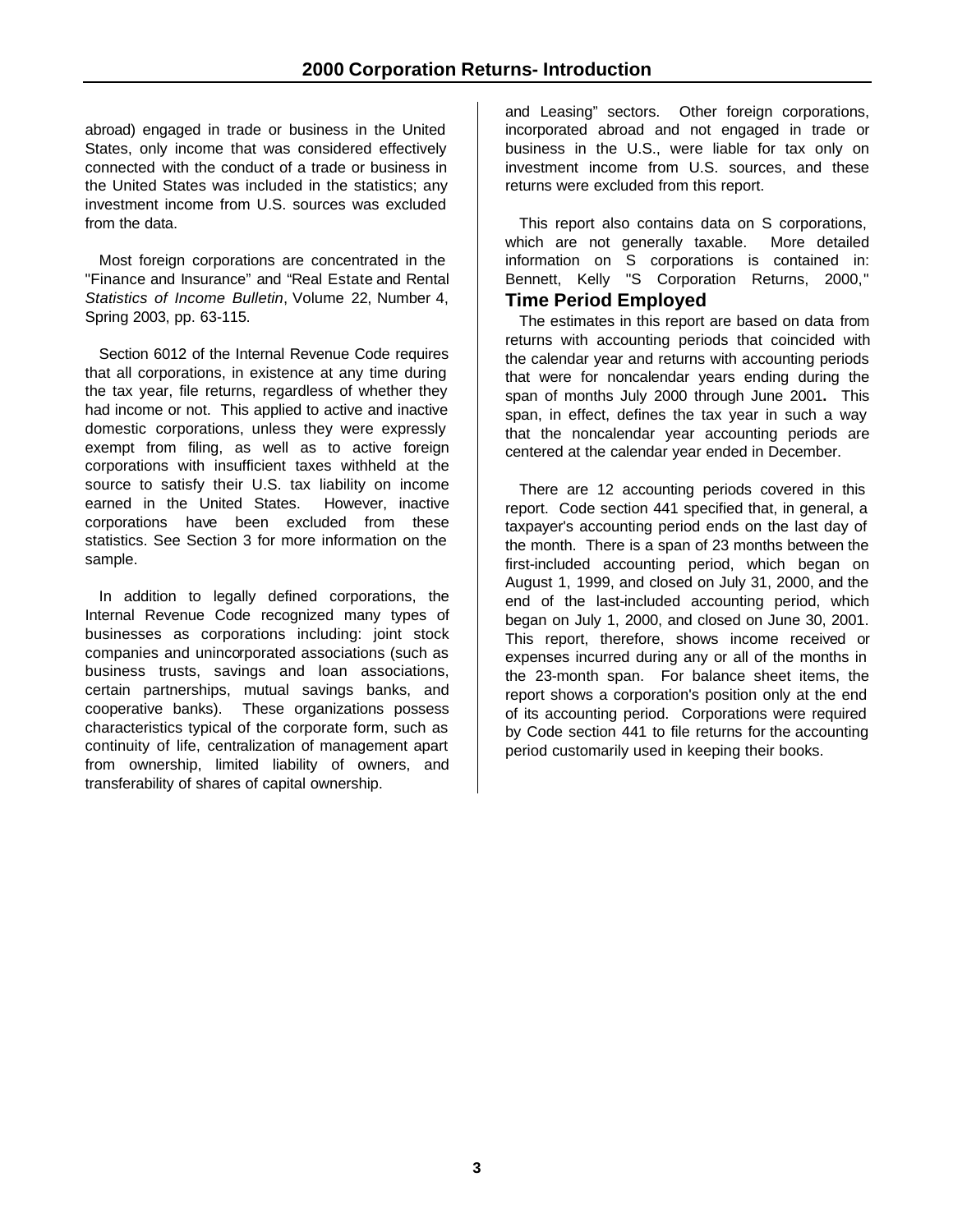abroad) engaged in trade or business in the United States, only income that was considered effectively connected with the conduct of a trade or business in the United States was included in the statistics; any investment income from U.S. sources was excluded from the data.

Most foreign corporations are concentrated in the "Finance and Insurance" and "Real Estate and Rental *Statistics of Income Bulletin*, Volume 22, Number 4, Spring 2003, pp. 63-115.

Section 6012 of the Internal Revenue Code requires that all corporations, in existence at any time during the tax year, file returns, regardless of whether they had income or not. This applied to active and inactive domestic corporations, unless they were expressly exempt from filing, as well as to active foreign corporations with insufficient taxes withheld at the source to satisfy their U.S. tax liability on income earned in the United States. However, inactive corporations have been excluded from these statistics. See Section 3 for more information on the sample.

In addition to legally defined corporations, the Internal Revenue Code recognized many types of businesses as corporations including: joint stock companies and unincorporated associations (such as business trusts, savings and loan associations, certain partnerships, mutual savings banks, and cooperative banks). These organizations possess characteristics typical of the corporate form, such as continuity of life, centralization of management apart from ownership, limited liability of owners, and transferability of shares of capital ownership.

and Leasing" sectors. Other foreign corporations, incorporated abroad and not engaged in trade or business in the U.S., were liable for tax only on investment income from U.S. sources, and these returns were excluded from this report.

This report also contains data on S corporations, which are not generally taxable. More detailed information on S corporations is contained in: Bennett, Kelly "S Corporation Returns, 2000,"

## Time Period Employed

The estimates in this report are based on data from returns with accounting periods that coincided with the calendar year and returns with accounting periods that were for noncalendar years ending during the span of months July 2000 through June 2001**.** This span, in effect, defines the tax year in such a way that the noncalendar year accounting periods are centered at the calendar year ended in December.

There are 12 accounting periods covered in this report. Code section 441 specified that, in general, a taxpayer's accounting period ends on the last day of the month. There is a span of 23 months between the first-included accounting period, which began on August 1, 1999, and closed on July 31, 2000, and the end of the last-included accounting period, which began on July 1, 2000, and closed on June 30, 2001. This report, therefore, shows income received or expenses incurred during any or all of the months in the 23-month span. For balance sheet items, the report shows a corporation's position only at the end of its accounting period. Corporations were required by Code section 441 to file returns for the accounting period customarily used in keeping their books.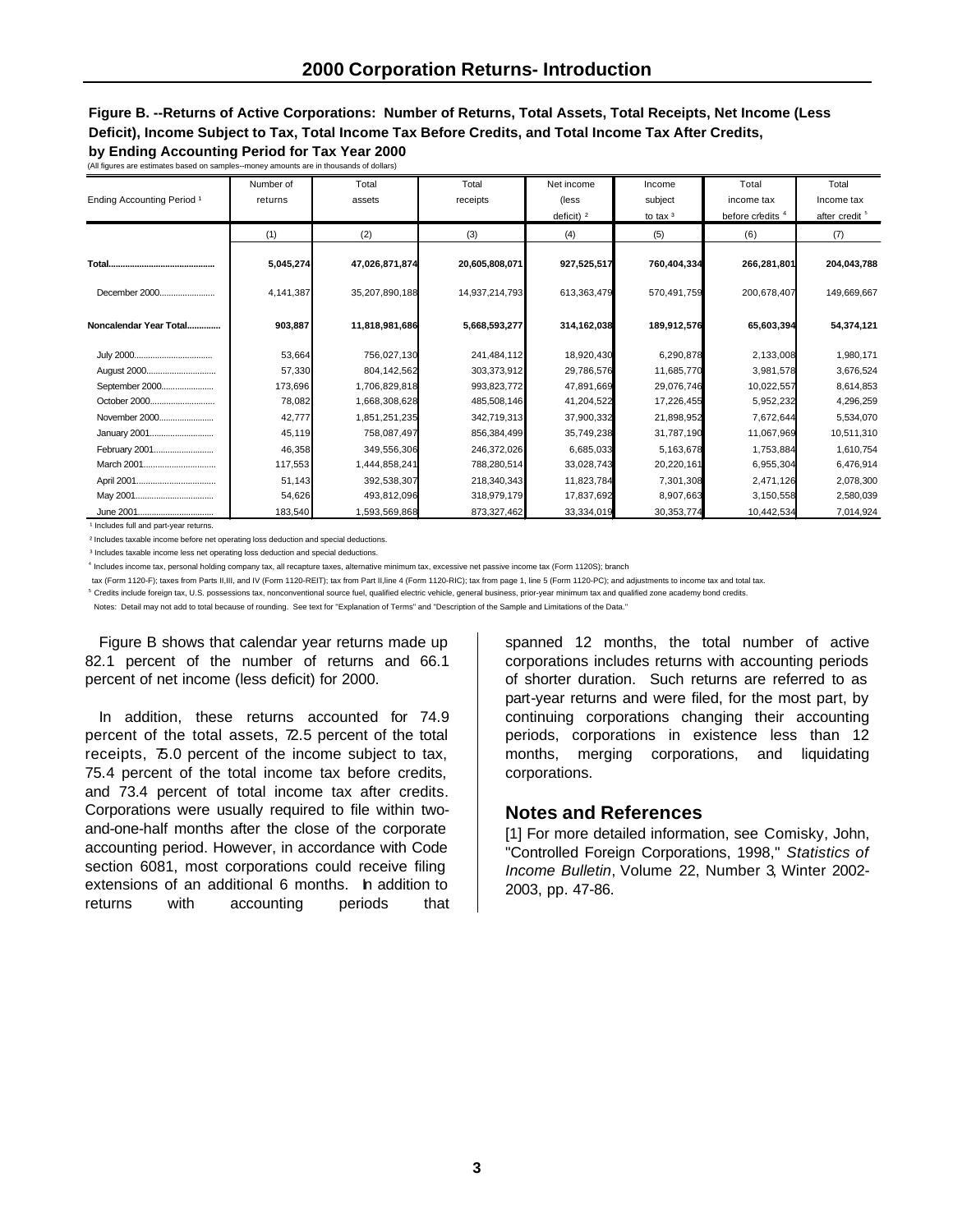# 2000 Corporation Returns- Introduction

**Figure B. --Returns of Active Corporations: Number of Returns, Total Assets, Total Receipts, Net Income (Less Deficit), Income Subject to Tax, Total Income Tax Before Credits, and Total Income Tax After Credits, by Ending Accounting Period for Tax Year 2000**

(All figures are estimates based on samples--money amounts are in thousands of dollars)

| Ending Accounting Period [1] | Number of returns | Total assets | Total receipts | Net income (less deficit) [2] | Income subject to tax [3] | Total income tax before credits [4] | Total Income tax after credit [5] |
|---|---|---|---|---|---|---|---|
| | (1) | (2) | (3) | (4) | (5) | (6) | (7) |
| **Total** | **5,045,274** | **47,026,871,874** | **20,605,808,071** | **927,525,517** | **760,404,334** | **266,281,801** | **204,043,788** |
| December 2000 | 4,141,387 | 35,207,890,188 | 14,937,214,793 | 613,363,479 | 570,491,759 | 200,678,407 | 149,669,667 |
| **Noncalendar Year Total** | **903,887** | **11,818,981,686** | **5,668,593,277** | **314,162,038** | **189,912,576** | **65,603,394** | **54,374,121** |
| July 2000 | 53,664 | 756,027,130 | 241,484,112 | 18,920,430 | 6,290,878 | 2,133,008 | 1,980,171 |
| August 2000 | 57,330 | 804,142,562 | 303,373,912 | 29,786,576 | 11,685,770 | 3,981,578 | 3,676,524 |
| September 2000 | 173,696 | 1,706,829,818 | 993,823,772 | 47,891,669 | 29,076,746 | 10,022,557 | 8,614,853 |
| October 2000 | 78,082 | 1,668,308,628 | 485,508,146 | 41,204,522 | 17,226,455 | 5,952,232 | 4,296,259 |
| November 2000 | 42,777 | 1,851,251,235 | 342,719,313 | 37,900,332 | 21,898,952 | 7,672,644 | 5,534,070 |
| January 2001 | 45,119 | 758,087,497 | 856,384,499 | 35,749,238 | 31,787,190 | 11,067,969 | 10,511,310 |
| February 2001 | 46,358 | 349,556,306 | 246,372,026 | 6,685,033 | 5,163,678 | 1,753,884 | 1,610,754 |
| March 2001 | 117,553 | 1,444,858,241 | 788,280,514 | 33,028,743 | 20,220,161 | 6,955,304 | 6,476,914 |
| April 2001 | 51,143 | 392,538,307 | 218,340,343 | 11,823,784 | 7,301,308 | 2,471,126 | 2,078,300 |
| May 2001 | 54,626 | 493,812,096 | 318,979,179 | 17,837,692 | 8,907,663 | 3,150,558 | 2,580,039 |
| June 2001 | 183,540 | 1,593,569,868 | 873,327,462 | 33,334,019 | 30,353,774 | 10,442,534 | 7,014,924 |

[1] Includes full and part-year returns.

[2] Includes taxable income before net operating loss deduction and special deductions.

[3] Includes taxable income less net operating loss deduction and special deductions.

[4] Includes income tax, personal holding company tax, all recapture taxes, alternative minimum tax, excessive net passive income tax (Form 1120S); branch tax (Form 1120-F); taxes from Parts II,III, and IV (Form 1120-REIT); tax from Part II,line 4 (Form 1120-RIC); tax from page 1, line 5 (Form 1120-PC); and adjustments to income tax and total tax.

[5] Credits include foreign tax, U.S. possessions tax, nonconventional source fuel, qualified electric vehicle, general business, prior-year minimum tax and qualified zone academy bond credits.

Notes: Detail may not add to total because of rounding. See text for "Explanation of Terms" and "Description of the Sample and Limitations of the Data."

Figure B shows that calendar year returns made up 82.1 percent of the number of returns and 66.1 percent of net income (less deficit) for 2000.

In addition, these returns accounted for 74.9 percent of the total assets, 72.5 percent of the total receipts, 75.0 percent of the income subject to tax, 75.4 percent of the total income tax before credits, and 73.4 percent of total income tax after credits. Corporations were usually required to file within two-and-one-half months after the close of the corporate accounting period. However, in accordance with Code section 6081, most corporations could receive filing extensions of an additional 6 months. In addition to returns with accounting periods that spanned 12 months, the total number of active corporations includes returns with accounting periods of shorter duration. Such returns are referred to as part-year returns and were filed, for the most part, by continuing corporations changing their accounting periods, corporations in existence less than 12 months, merging corporations, and liquidating corporations.

## Notes and References

[1] For more detailed information, see Comisky, John, "Controlled Foreign Corporations, 1998," *Statistics of Income Bulletin*, Volume 22, Number 3, Winter 2002-2003, pp. 47-86.